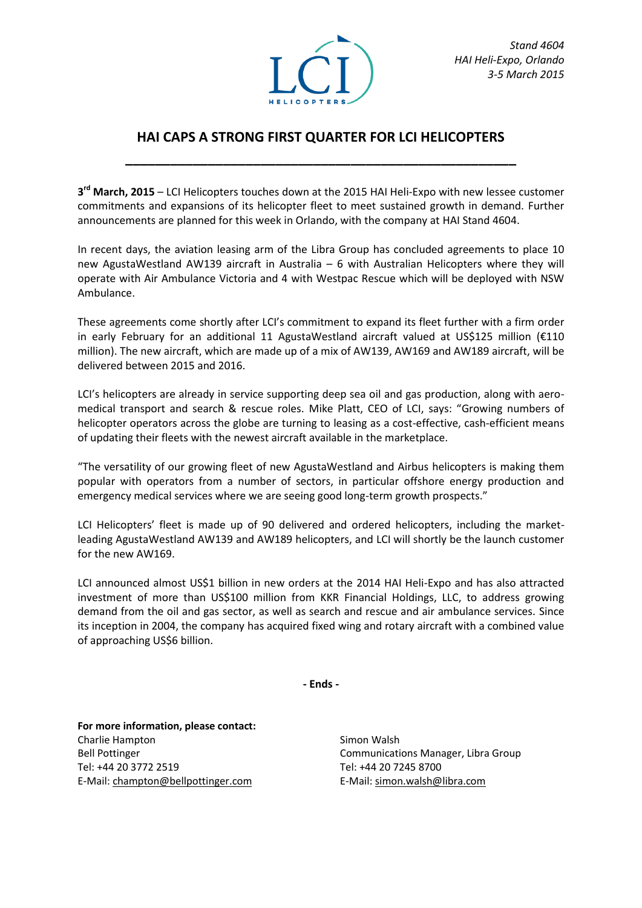*Stand 4604*
*HAI Heli-Expo, Orlando*
*3-5 March 2015*

# HAI CAPS A STRONG FIRST QUARTER FOR LCI HELICOPTERS

**3rd March, 2015** – LCI Helicopters touches down at the 2015 HAI Heli-Expo with new lessee customer commitments and expansions of its helicopter fleet to meet sustained growth in demand. Further announcements are planned for this week in Orlando, with the company at HAI Stand 4604.

In recent days, the aviation leasing arm of the Libra Group has concluded agreements to place 10 new AgustaWestland AW139 aircraft in Australia – 6 with Australian Helicopters where they will operate with Air Ambulance Victoria and 4 with Westpac Rescue which will be deployed with NSW Ambulance.

These agreements come shortly after LCI's commitment to expand its fleet further with a firm order in early February for an additional 11 AgustaWestland aircraft valued at US$125 million (€110 million). The new aircraft, which are made up of a mix of AW139, AW169 and AW189 aircraft, will be delivered between 2015 and 2016.

LCI's helicopters are already in service supporting deep sea oil and gas production, along with aero-medical transport and search & rescue roles. Mike Platt, CEO of LCI, says: "Growing numbers of helicopter operators across the globe are turning to leasing as a cost-effective, cash-efficient means of updating their fleets with the newest aircraft available in the marketplace.

"The versatility of our growing fleet of new AgustaWestland and Airbus helicopters is making them popular with operators from a number of sectors, in particular offshore energy production and emergency medical services where we are seeing good long-term growth prospects."

LCI Helicopters' fleet is made up of 90 delivered and ordered helicopters, including the market-leading AgustaWestland AW139 and AW189 helicopters, and LCI will shortly be the launch customer for the new AW169.

LCI announced almost US$1 billion in new orders at the 2014 HAI Heli-Expo and has also attracted investment of more than US$100 million from KKR Financial Holdings, LLC, to address growing demand from the oil and gas sector, as well as search and rescue and air ambulance services. Since its inception in 2004, the company has acquired fixed wing and rotary aircraft with a combined value of approaching US$6 billion.

**- Ends -**

**For more information, please contact:**

Charlie Hampton
Bell Pottinger
Tel: +44 20 3772 2519
E-Mail: champton@bellpottinger.com

Simon Walsh
Communications Manager, Libra Group
Tel: +44 20 7245 8700
E-Mail: simon.walsh@libra.com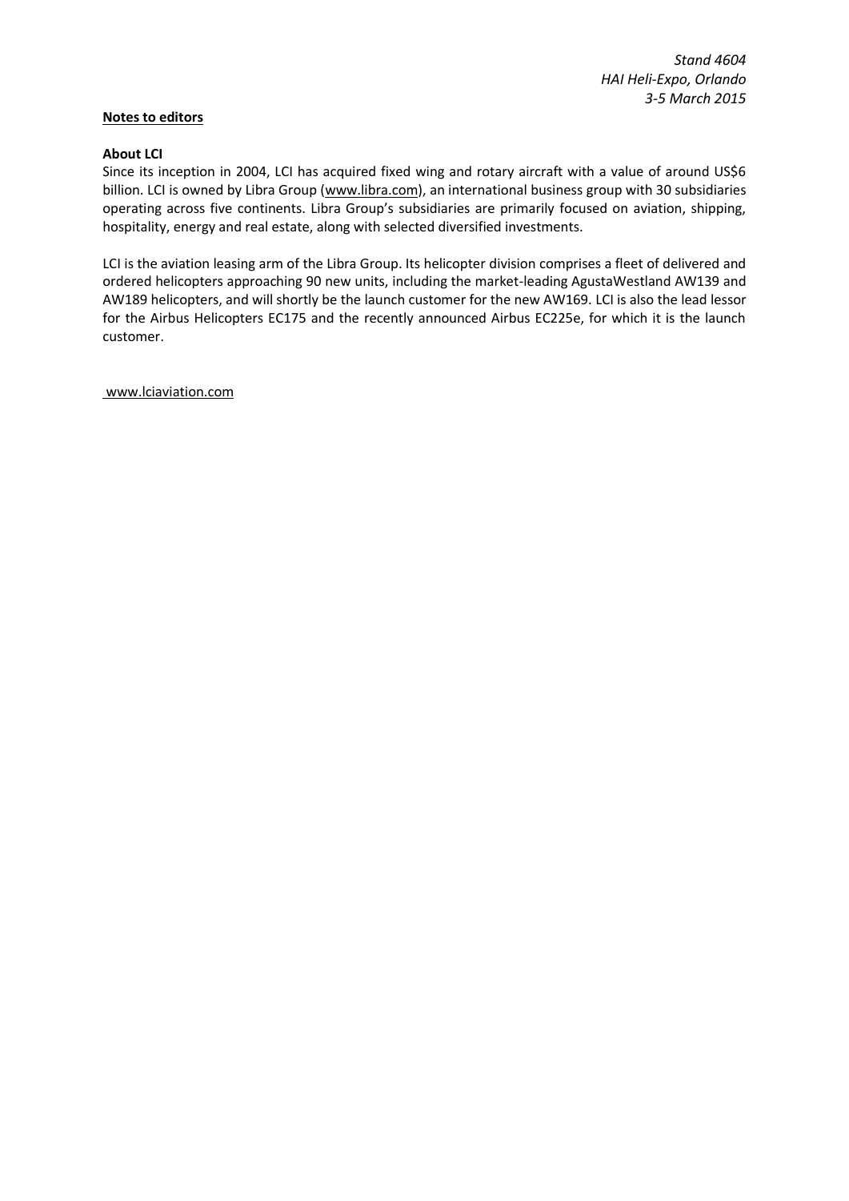*Stand 4604*
*HAI Heli-Expo, Orlando*
*3-5 March 2015*

**Notes to editors**

**About LCI**

Since its inception in 2004, LCI has acquired fixed wing and rotary aircraft with a value of around US$6 billion. LCI is owned by Libra Group (www.libra.com), an international business group with 30 subsidiaries operating across five continents. Libra Group's subsidiaries are primarily focused on aviation, shipping, hospitality, energy and real estate, along with selected diversified investments.

LCI is the aviation leasing arm of the Libra Group. Its helicopter division comprises a fleet of delivered and ordered helicopters approaching 90 new units, including the market-leading AgustaWestland AW139 and AW189 helicopters, and will shortly be the launch customer for the new AW169. LCI is also the lead lessor for the Airbus Helicopters EC175 and the recently announced Airbus EC225e, for which it is the launch customer.

www.lciaviation.com